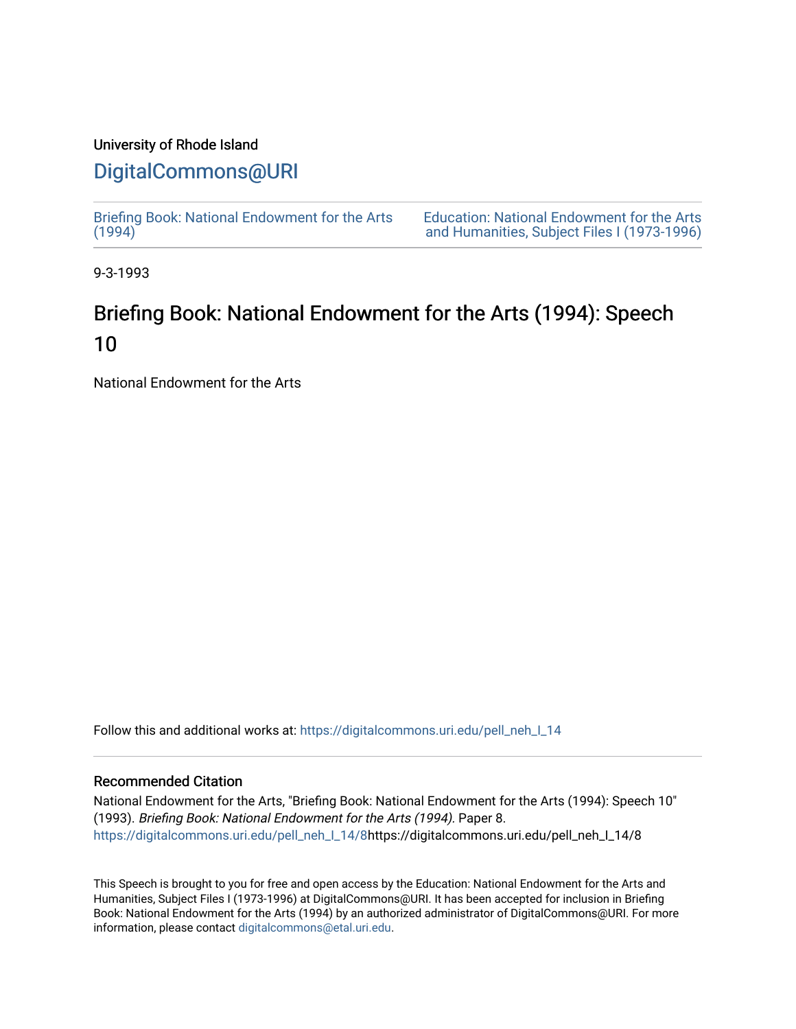University of Rhode Island

## DigitalCommons@URI

Briefing Book: National Endowment for the Arts (1994)

Education: National Endowment for the Arts and Humanities, Subject Files I (1973-1996)

9-3-1993

# Briefing Book: National Endowment for the Arts (1994): Speech 10

National Endowment for the Arts

Follow this and additional works at: https://digitalcommons.uri.edu/pell_neh_I_14

### Recommended Citation

National Endowment for the Arts, "Briefing Book: National Endowment for the Arts (1994): Speech 10" (1993). *Briefing Book: National Endowment for the Arts (1994).* Paper 8.
https://digitalcommons.uri.edu/pell_neh_I_14/8https://digitalcommons.uri.edu/pell_neh_I_14/8

This Speech is brought to you for free and open access by the Education: National Endowment for the Arts and Humanities, Subject Files I (1973-1996) at DigitalCommons@URI. It has been accepted for inclusion in Briefing Book: National Endowment for the Arts (1994) by an authorized administrator of DigitalCommons@URI. For more information, please contact digitalcommons@etal.uri.edu.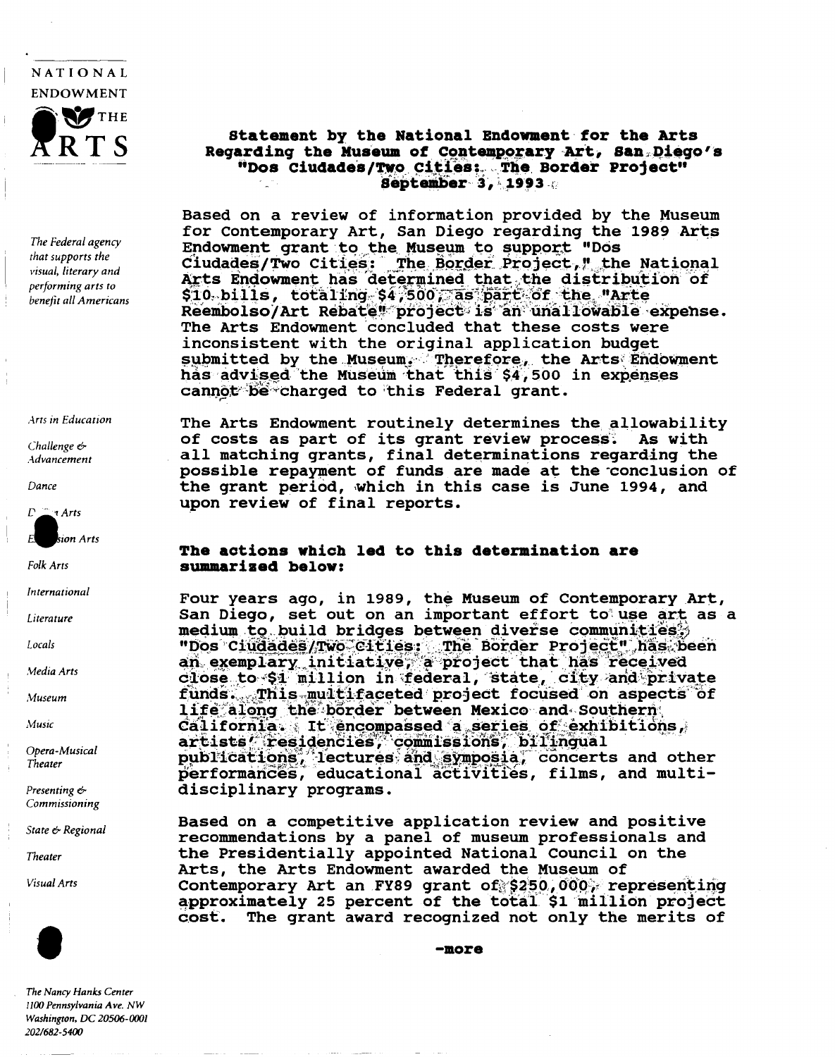NATIONAL ENDOWMENT FOR THE ARTS

*The Federal agency that supports the visual, literary and performing arts to benefit all Americans*

*Arts in Education*

*Challenge & Advancement*

*Dance*

*Design Arts*

*Expansion Arts*

*Folk Arts*

*International*

*Literature*

*Locals*

*Media Arts*

*Museum*

*Music*

*Opera-Musical Theater*

*Presenting & Commissioning*

*State & Regional*

*Theater*

*Visual Arts*

*The Nancy Hanks Center*
*1100 Pennsylvania Ave. NW*
*Washington, DC 20506-0001*
*202/682-5400*

**Statement by the National Endowment for the Arts Regarding the Museum of Contemporary Art, San Diego's "Dos Ciudades/Two Cities: The Border Project"**
**September 3, 1993**

Based on a review of information provided by the Museum for Contemporary Art, San Diego regarding the 1989 Arts Endowment grant to the Museum to support "Dos Ciudades/Two Cities: The Border Project," the National Arts Endowment has determined that the distribution of $10 bills, totaling $4,500, as part of the "Arte Reembolso/Art Rebate" project is an unallowable expense. The Arts Endowment concluded that these costs were inconsistent with the original application budget submitted by the Museum. Therefore, the Arts Endowment has advised the Museum that this $4,500 in expenses cannot be charged to this Federal grant.

The Arts Endowment routinely determines the allowability of costs as part of its grant review process. As with all matching grants, final determinations regarding the possible repayment of funds are made at the conclusion of the grant period, which in this case is June 1994, and upon review of final reports.

**The actions which led to this determination are summarized below:**

Four years ago, in 1989, the Museum of Contemporary Art, San Diego, set out on an important effort to use art as a medium to build bridges between diverse communities. "Dos Ciudades/Two Cities: The Border Project" has been an exemplary initiative, a project that has received close to $1 million in federal, state, city and private funds. This multifaceted project focused on aspects of life along the border between Mexico and Southern California. It encompassed a series of exhibitions, artists' residencies, commissions, bilingual publications, lectures and symposia, concerts and other performances, educational activities, films, and multi-disciplinary programs.

Based on a competitive application review and positive recommendations by a panel of museum professionals and the Presidentially appointed National Council on the Arts, the Arts Endowment awarded the Museum of Contemporary Art an FY89 grant of $250,000, representing approximately 25 percent of the total $1 million project cost. The grant award recognized not only the merits of

-more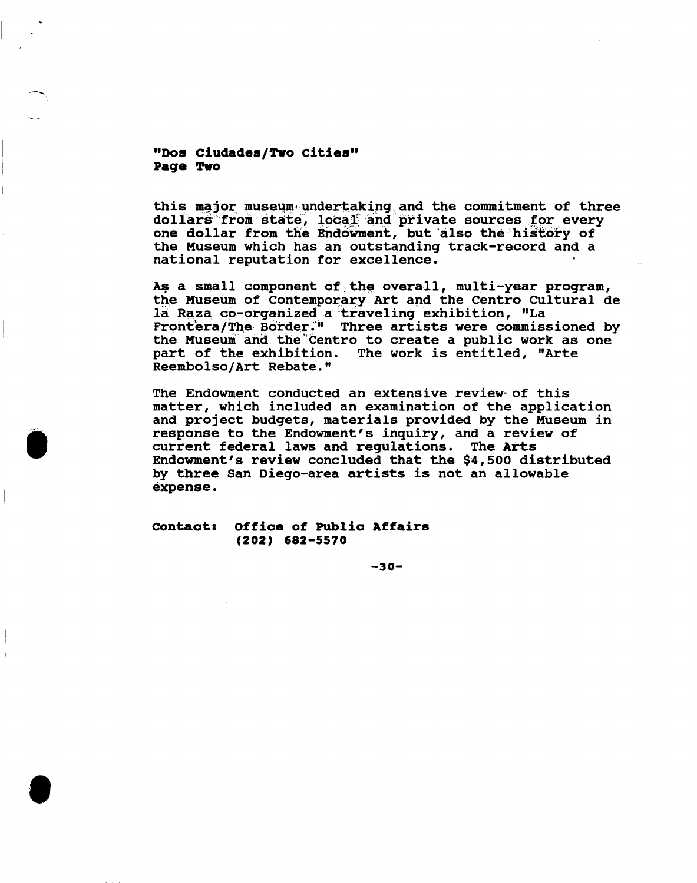"Dos Ciudades/Two Cities"
Page Two

this major museum undertaking and the commitment of three dollars from state, local and private sources for every one dollar from the Endowment, but also the history of the Museum which has an outstanding track-record and a national reputation for excellence.

As a small component of the overall, multi-year program, the Museum of Contemporary Art and the Centro Cultural de la Raza co-organized a traveling exhibition, "La Frontera/The Border." Three artists were commissioned by the Museum and the Centro to create a public work as one part of the exhibition. The work is entitled, "Arte Reembolso/Art Rebate."

The Endowment conducted an extensive review of this matter, which included an examination of the application and project budgets, materials provided by the Museum in response to the Endowment's inquiry, and a review of current federal laws and regulations. The Arts Endowment's review concluded that the $4,500 distributed by three San Diego-area artists is not an allowable expense.

**Contact:** **Office of Public Affairs**
**(202) 682-5570**

**-30-**